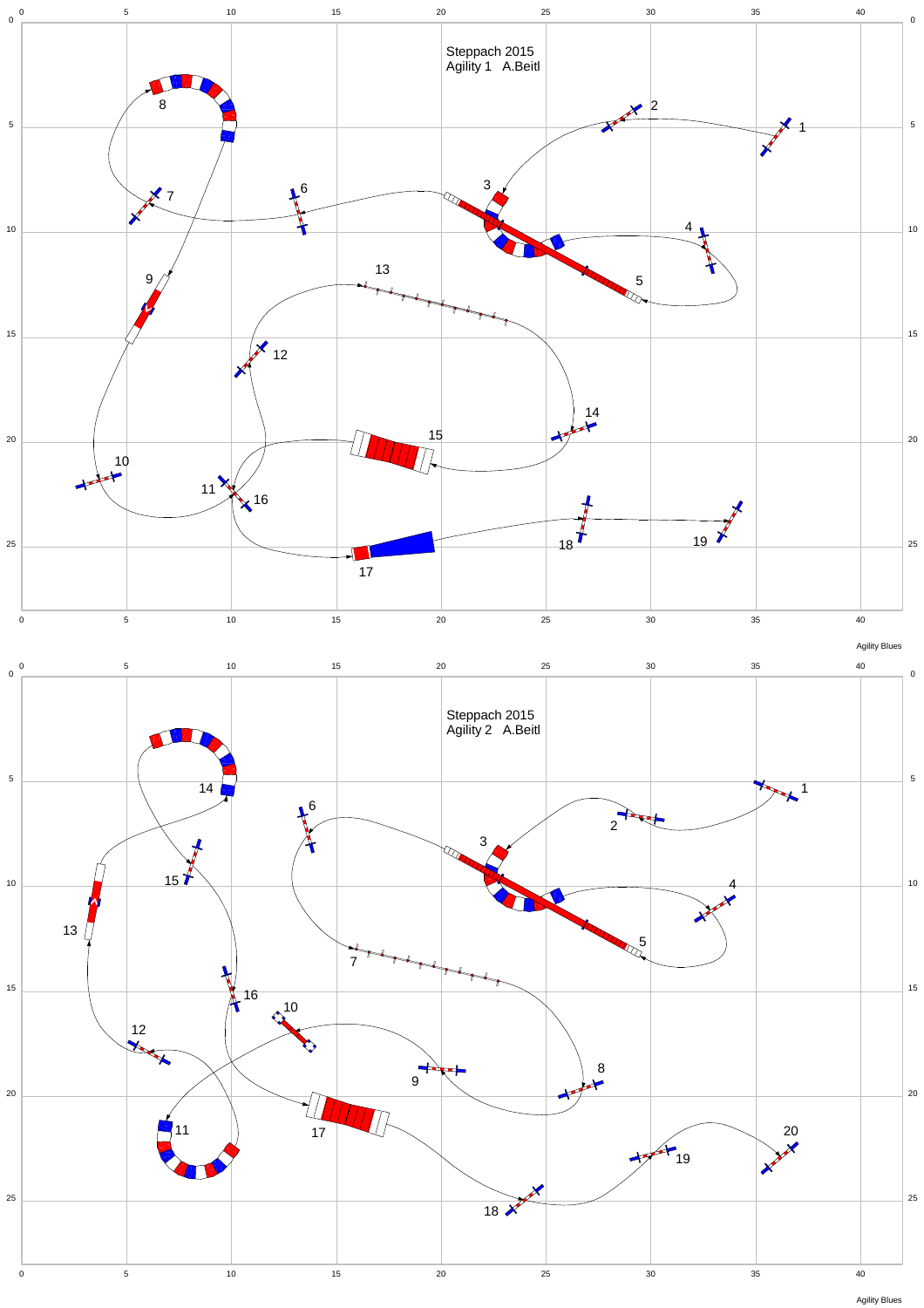Steppach 2015
Agility 1   A.Beitl

Steppach 2015
Agility 2   A.Beitl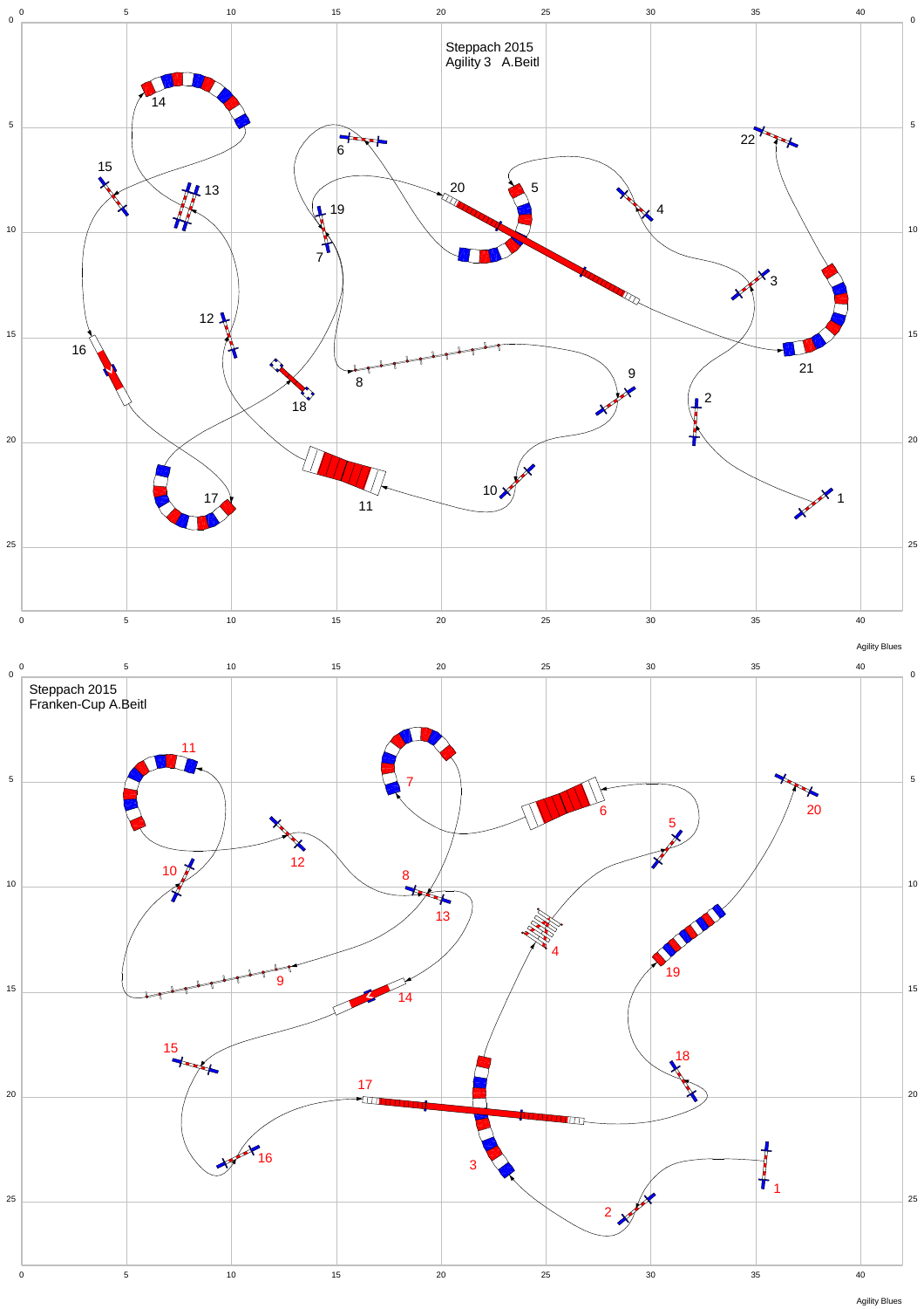Steppach 2015
Agility 3 A.Beitl

Agility Blues

Steppach 2015
Franken-Cup A.Beitl

Agility Blues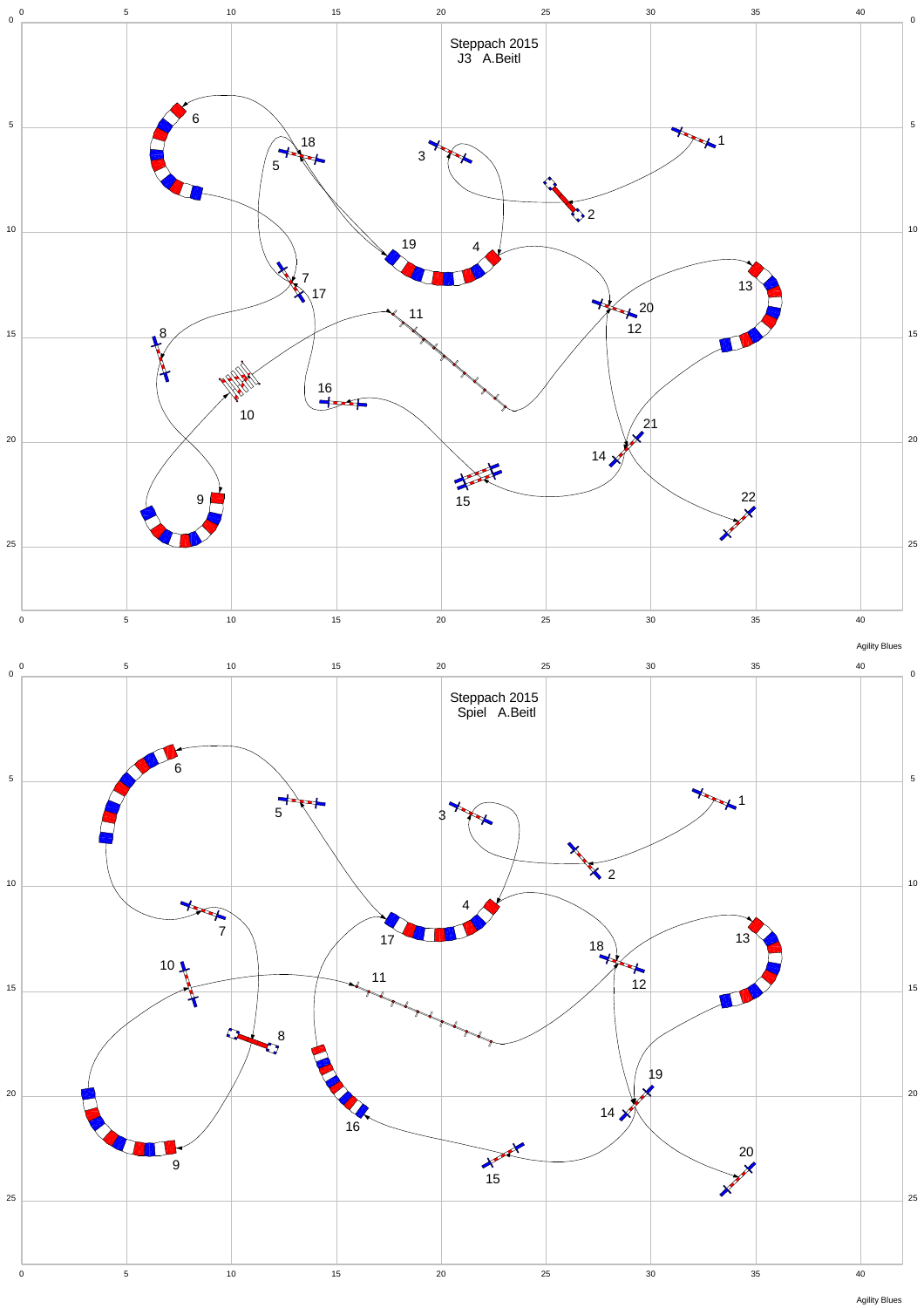Steppach 2015
J3 A.Beitl

Agility Blues

Steppach 2015
Spiel A.Beitl

Agility Blues